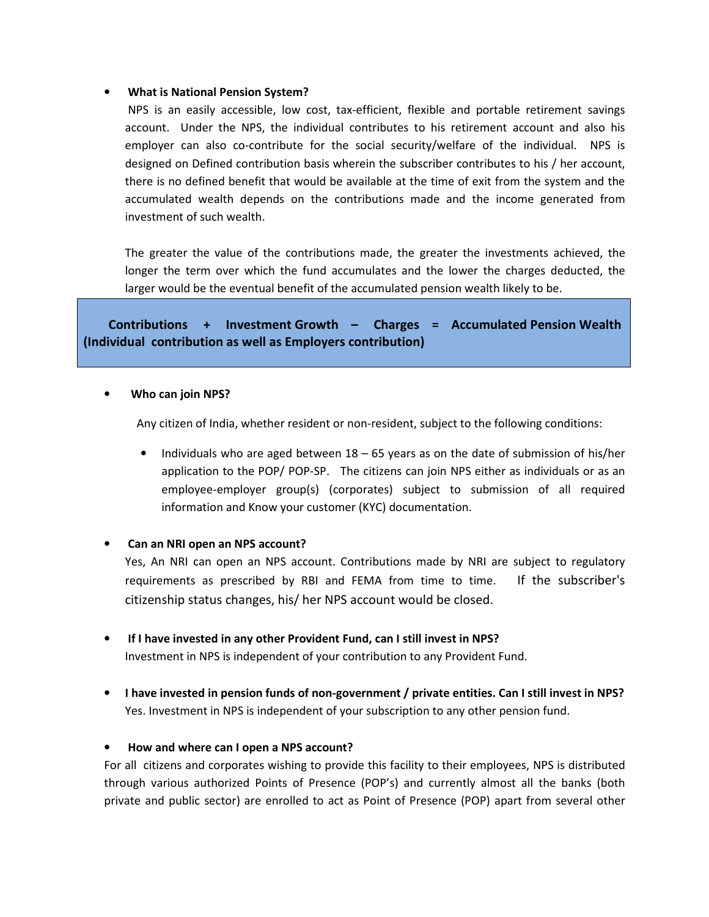- **What is National Pension System?**

  NPS is an easily accessible, low cost, tax-efficient, flexible and portable retirement savings account. Under the NPS, the individual contributes to his retirement account and also his employer can also co-contribute for the social security/welfare of the individual. NPS is designed on Defined contribution basis wherein the subscriber contributes to his / her account, there is no defined benefit that would be available at the time of exit from the system and the accumulated wealth depends on the contributions made and the income generated from investment of such wealth.

  The greater the value of the contributions made, the greater the investments achieved, the longer the term over which the fund accumulates and the lower the charges deducted, the larger would be the eventual benefit of the accumulated pension wealth likely to be.

> **Contributions + Investment Growth – Charges = Accumulated Pension Wealth**
> **(Individual contribution as well as Employers contribution)**

- **Who can join NPS?**

  Any citizen of India, whether resident or non-resident, subject to the following conditions:

  - Individuals who are aged between 18 – 65 years as on the date of submission of his/her application to the POP/ POP-SP. The citizens can join NPS either as individuals or as an employee-employer group(s) (corporates) subject to submission of all required information and Know your customer (KYC) documentation.

- **Can an NRI open an NPS account?**

  Yes, An NRI can open an NPS account. Contributions made by NRI are subject to regulatory requirements as prescribed by RBI and FEMA from time to time. If the subscriber's citizenship status changes, his/ her NPS account would be closed.

- **If I have invested in any other Provident Fund, can I still invest in NPS?**

  Investment in NPS is independent of your contribution to any Provident Fund.

- **I have invested in pension funds of non-government / private entities. Can I still invest in NPS?**

  Yes. Investment in NPS is independent of your subscription to any other pension fund.

- **How and where can I open a NPS account?**

For all citizens and corporates wishing to provide this facility to their employees, NPS is distributed through various authorized Points of Presence (POP's) and currently almost all the banks (both private and public sector) are enrolled to act as Point of Presence (POP) apart from several other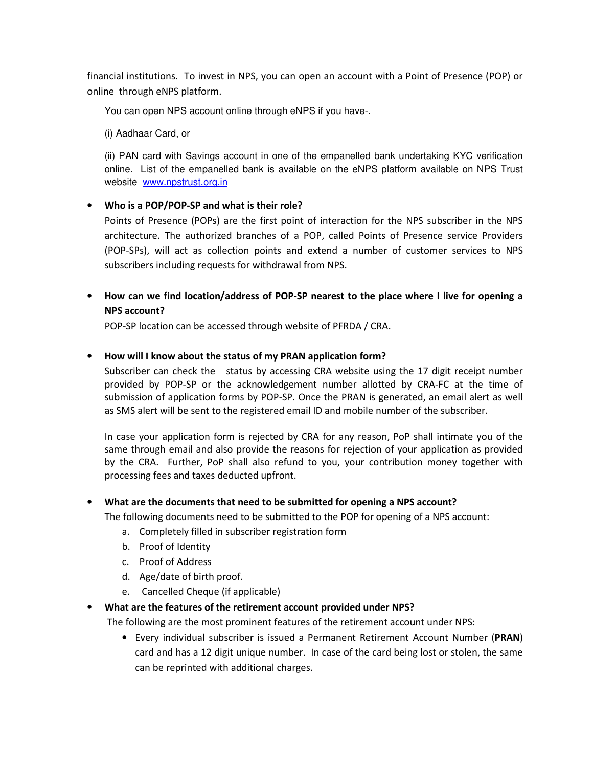financial institutions. To invest in NPS, you can open an account with a Point of Presence (POP) or online through eNPS platform.

You can open NPS account online through eNPS if you have-.

(i) Aadhaar Card, or

(ii) PAN card with Savings account in one of the empanelled bank undertaking KYC verification online. List of the empanelled bank is available on the eNPS platform available on NPS Trust website [www.npstrust.org.in](http://www.npstrust.org.in)

- **Who is a POP/POP-SP and what is their role?**

  Points of Presence (POPs) are the first point of interaction for the NPS subscriber in the NPS architecture. The authorized branches of a POP, called Points of Presence service Providers (POP-SPs), will act as collection points and extend a number of customer services to NPS subscribers including requests for withdrawal from NPS.

- **How can we find location/address of POP-SP nearest to the place where I live for opening a NPS account?**

  POP-SP location can be accessed through website of PFRDA / CRA.

- **How will I know about the status of my PRAN application form?**

  Subscriber can check the status by accessing CRA website using the 17 digit receipt number provided by POP-SP or the acknowledgement number allotted by CRA-FC at the time of submission of application forms by POP-SP. Once the PRAN is generated, an email alert as well as SMS alert will be sent to the registered email ID and mobile number of the subscriber.

  In case your application form is rejected by CRA for any reason, PoP shall intimate you of the same through email and also provide the reasons for rejection of your application as provided by the CRA. Further, PoP shall also refund to you, your contribution money together with processing fees and taxes deducted upfront.

- **What are the documents that need to be submitted for opening a NPS account?**

  The following documents need to be submitted to the POP for opening of a NPS account:

  a. Completely filled in subscriber registration form
  b. Proof of Identity
  c. Proof of Address
  d. Age/date of birth proof.
  e. Cancelled Cheque (if applicable)

- **What are the features of the retirement account provided under NPS?**

  The following are the most prominent features of the retirement account under NPS:

  - Every individual subscriber is issued a Permanent Retirement Account Number (**PRAN**) card and has a 12 digit unique number. In case of the card being lost or stolen, the same can be reprinted with additional charges.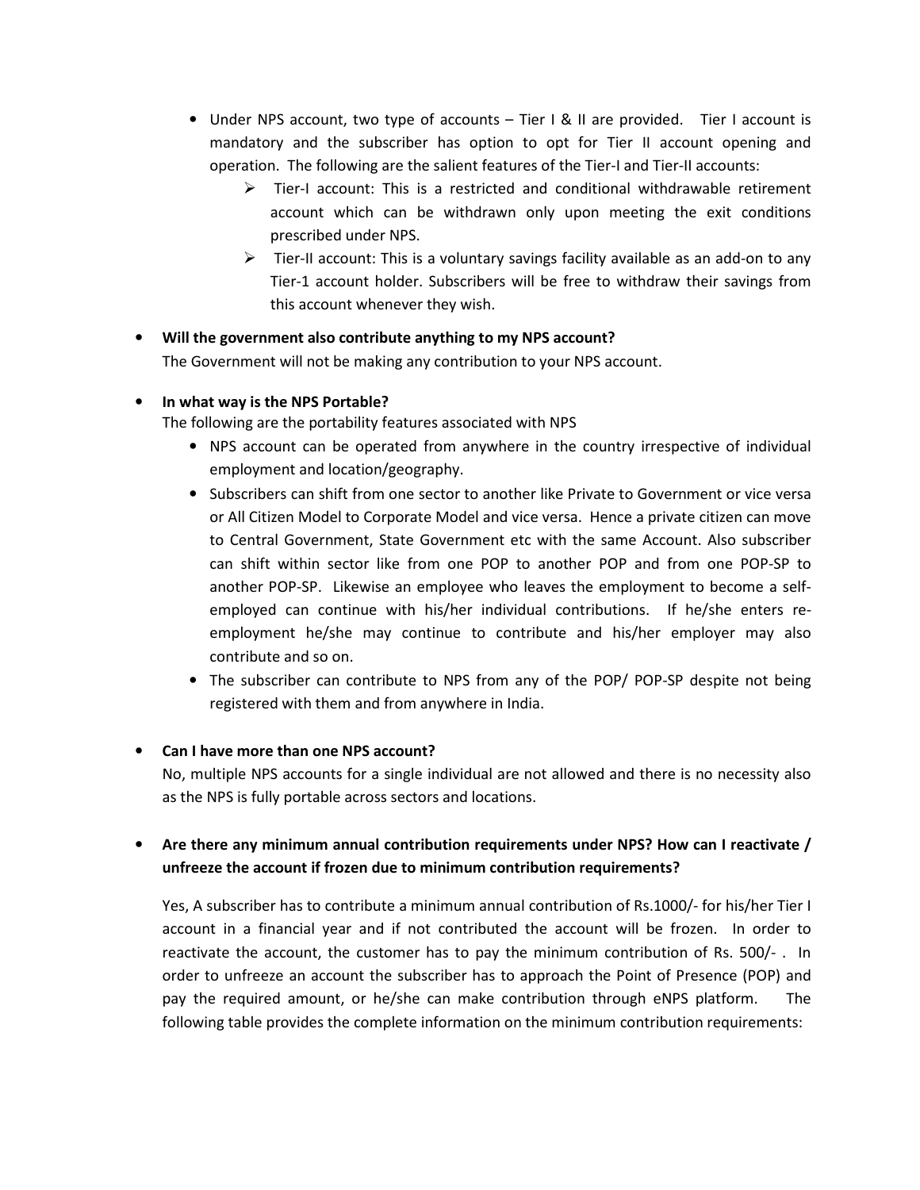- Under NPS account, two type of accounts – Tier I & II are provided. Tier I account is mandatory and the subscriber has option to opt for Tier II account opening and operation. The following are the salient features of the Tier-I and Tier-II accounts:
  - Tier-I account: This is a restricted and conditional withdrawable retirement account which can be withdrawn only upon meeting the exit conditions prescribed under NPS.
  - Tier-II account: This is a voluntary savings facility available as an add-on to any Tier-1 account holder. Subscribers will be free to withdraw their savings from this account whenever they wish.

- **Will the government also contribute anything to my NPS account?**

  The Government will not be making any contribution to your NPS account.

- **In what way is the NPS Portable?**

  The following are the portability features associated with NPS
  - NPS account can be operated from anywhere in the country irrespective of individual employment and location/geography.
  - Subscribers can shift from one sector to another like Private to Government or vice versa or All Citizen Model to Corporate Model and vice versa. Hence a private citizen can move to Central Government, State Government etc with the same Account. Also subscriber can shift within sector like from one POP to another POP and from one POP-SP to another POP-SP. Likewise an employee who leaves the employment to become a self-employed can continue with his/her individual contributions. If he/she enters re-employment he/she may continue to contribute and his/her employer may also contribute and so on.
  - The subscriber can contribute to NPS from any of the POP/ POP-SP despite not being registered with them and from anywhere in India.

- **Can I have more than one NPS account?**

  No, multiple NPS accounts for a single individual are not allowed and there is no necessity also as the NPS is fully portable across sectors and locations.

- **Are there any minimum annual contribution requirements under NPS? How can I reactivate / unfreeze the account if frozen due to minimum contribution requirements?**

  Yes, A subscriber has to contribute a minimum annual contribution of Rs.1000/- for his/her Tier I account in a financial year and if not contributed the account will be frozen. In order to reactivate the account, the customer has to pay the minimum contribution of Rs. 500/- . In order to unfreeze an account the subscriber has to approach the Point of Presence (POP) and pay the required amount, or he/she can make contribution through eNPS platform. The following table provides the complete information on the minimum contribution requirements: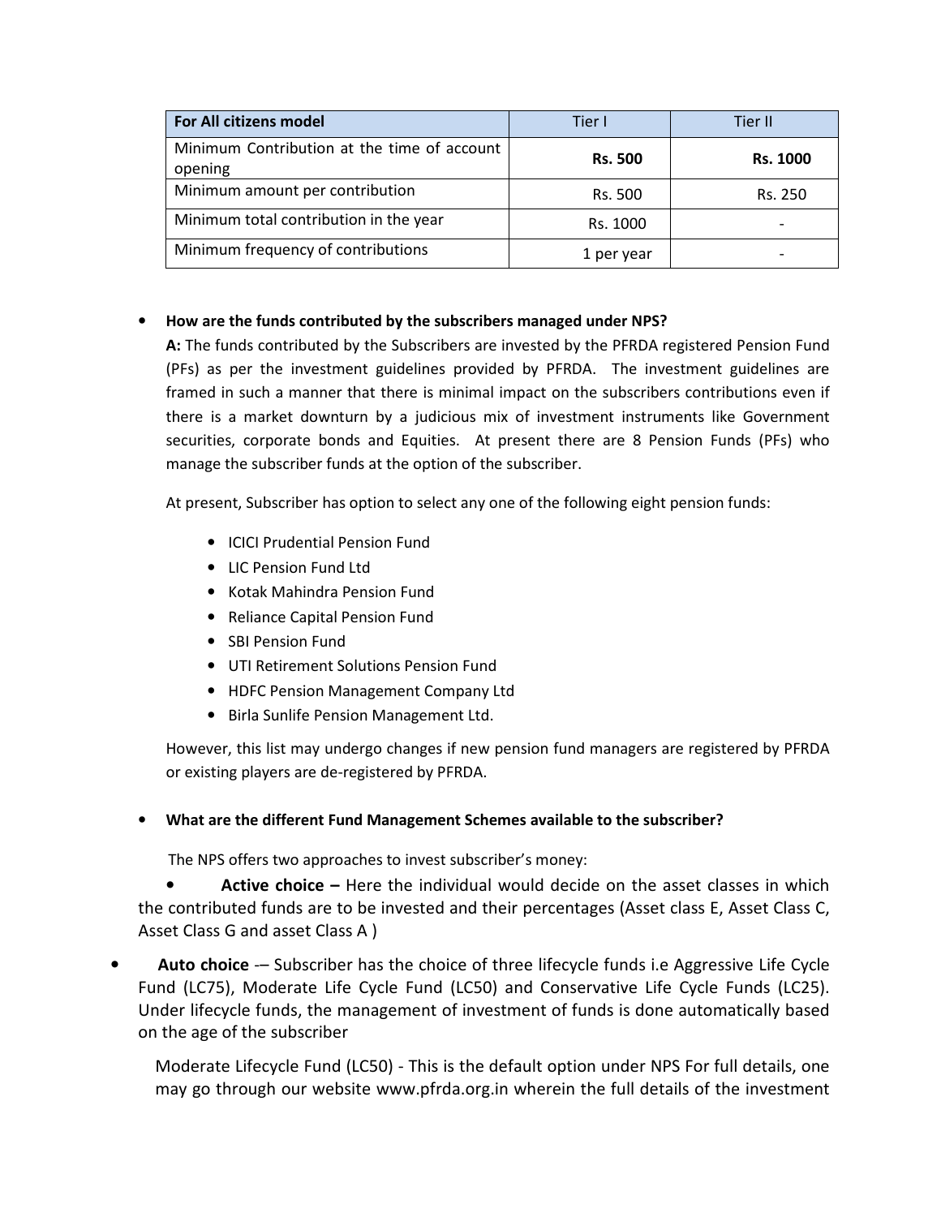| **For All citizens model** | Tier I | Tier II |
|---|---|---|
| Minimum Contribution at the time of account opening | **Rs. 500** | **Rs. 1000** |
| Minimum amount per contribution | Rs. 500 | Rs. 250 |
| Minimum total contribution in the year | Rs. 1000 | - |
| Minimum frequency of contributions | 1 per year | - |

- **How are the funds contributed by the subscribers managed under NPS?**

  **A:** The funds contributed by the Subscribers are invested by the PFRDA registered Pension Fund (PFs) as per the investment guidelines provided by PFRDA. The investment guidelines are framed in such a manner that there is minimal impact on the subscribers contributions even if there is a market downturn by a judicious mix of investment instruments like Government securities, corporate bonds and Equities. At present there are 8 Pension Funds (PFs) who manage the subscriber funds at the option of the subscriber.

  At present, Subscriber has option to select any one of the following eight pension funds:

  - ICICI Prudential Pension Fund
  - LIC Pension Fund Ltd
  - Kotak Mahindra Pension Fund
  - Reliance Capital Pension Fund
  - SBI Pension Fund
  - UTI Retirement Solutions Pension Fund
  - HDFC Pension Management Company Ltd
  - Birla Sunlife Pension Management Ltd.

  However, this list may undergo changes if new pension fund managers are registered by PFRDA or existing players are de-registered by PFRDA.

- **What are the different Fund Management Schemes available to the subscriber?**

  The NPS offers two approaches to invest subscriber's money:

- **Active choice –** Here the individual would decide on the asset classes in which the contributed funds are to be invested and their percentages (Asset class E, Asset Class C, Asset Class G and asset Class A )
- **Auto choice** -– Subscriber has the choice of three lifecycle funds i.e Aggressive Life Cycle Fund (LC75), Moderate Life Cycle Fund (LC50) and Conservative Life Cycle Funds (LC25). Under lifecycle funds, the management of investment of funds is done automatically based on the age of the subscriber

  Moderate Lifecycle Fund (LC50) - This is the default option under NPS For full details, one may go through our website www.pfrda.org.in wherein the full details of the investment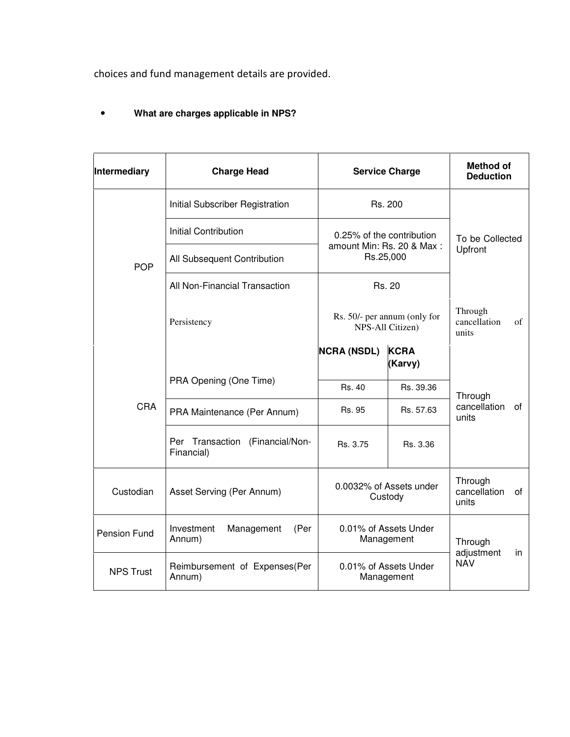choices and fund management details are provided.

- **What are charges applicable in NPS?**

| Intermediary | Charge Head | Service Charge | | Method of Deduction |
|---|---|---|---|---|
| POP | Initial Subscriber Registration | Rs. 200 | | To be Collected Upfront |
| | Initial Contribution | 0.25% of the contribution amount Min: Rs. 20 & Max : Rs.25,000 | | |
| | All Subsequent Contribution | | | |
| | All Non-Financial Transaction | Rs. 20 | | |
| | Persistency | Rs. 50/- per annum (only for NPS-All Citizen) | | Through cancellation of units |
| CRA | | **NCRA (NSDL)** | **KCRA (Karvy)** | Through cancellation of units |
| | PRA Opening (One Time) | Rs. 40 | Rs. 39.36 | |
| | PRA Maintenance (Per Annum) | Rs. 95 | Rs. 57.63 | |
| | Per Transaction (Financial/Non-Financial) | Rs. 3.75 | Rs. 3.36 | |
| Custodian | Asset Serving (Per Annum) | 0.0032% of Assets under Custody | | Through cancellation of units |
| Pension Fund | Investment Management (Per Annum) | 0.01% of Assets Under Management | | Through adjustment in NAV |
| NPS Trust | Reimbursement of Expenses(Per Annum) | 0.01% of Assets Under Management | | |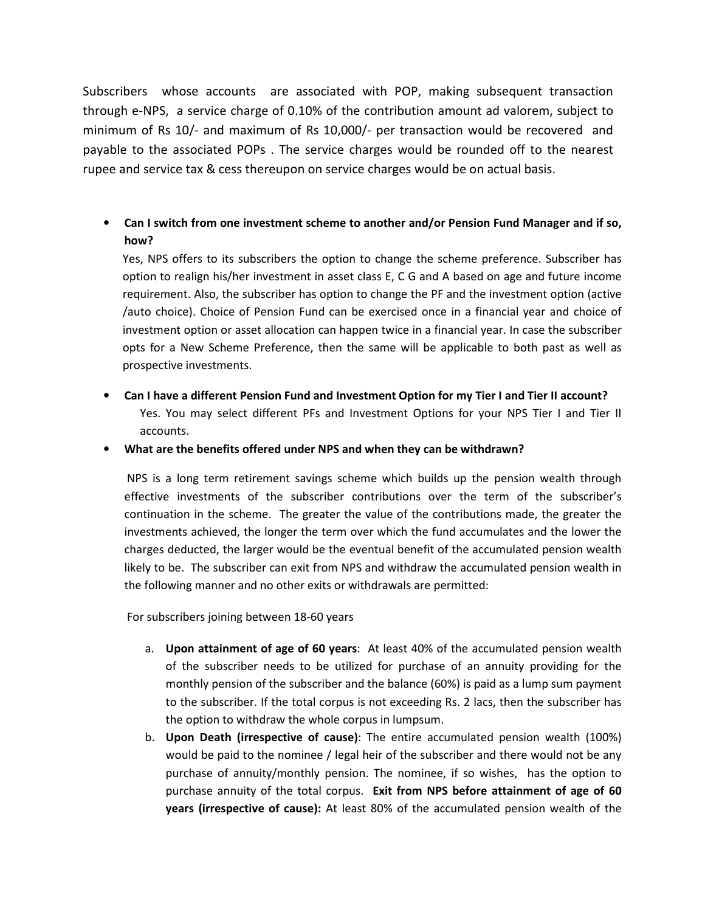Subscribers whose accounts are associated with POP, making subsequent transaction through e-NPS, a service charge of 0.10% of the contribution amount ad valorem, subject to minimum of Rs 10/- and maximum of Rs 10,000/- per transaction would be recovered and payable to the associated POPs . The service charges would be rounded off to the nearest rupee and service tax & cess thereupon on service charges would be on actual basis.

- **Can I switch from one investment scheme to another and/or Pension Fund Manager and if so, how?**

  Yes, NPS offers to its subscribers the option to change the scheme preference. Subscriber has option to realign his/her investment in asset class E, C G and A based on age and future income requirement. Also, the subscriber has option to change the PF and the investment option (active /auto choice). Choice of Pension Fund can be exercised once in a financial year and choice of investment option or asset allocation can happen twice in a financial year. In case the subscriber opts for a New Scheme Preference, then the same will be applicable to both past as well as prospective investments.

- **Can I have a different Pension Fund and Investment Option for my Tier I and Tier II account?**

  Yes. You may select different PFs and Investment Options for your NPS Tier I and Tier II accounts.

- **What are the benefits offered under NPS and when they can be withdrawn?**

  NPS is a long term retirement savings scheme which builds up the pension wealth through effective investments of the subscriber contributions over the term of the subscriber's continuation in the scheme. The greater the value of the contributions made, the greater the investments achieved, the longer the term over which the fund accumulates and the lower the charges deducted, the larger would be the eventual benefit of the accumulated pension wealth likely to be. The subscriber can exit from NPS and withdraw the accumulated pension wealth in the following manner and no other exits or withdrawals are permitted:

  For subscribers joining between 18-60 years

  a. **Upon attainment of age of 60 years**: At least 40% of the accumulated pension wealth of the subscriber needs to be utilized for purchase of an annuity providing for the monthly pension of the subscriber and the balance (60%) is paid as a lump sum payment to the subscriber. If the total corpus is not exceeding Rs. 2 lacs, then the subscriber has the option to withdraw the whole corpus in lumpsum.
  b. **Upon Death (irrespective of cause)**: The entire accumulated pension wealth (100%) would be paid to the nominee / legal heir of the subscriber and there would not be any purchase of annuity/monthly pension. The nominee, if so wishes, has the option to purchase annuity of the total corpus. **Exit from NPS before attainment of age of 60 years (irrespective of cause):** At least 80% of the accumulated pension wealth of the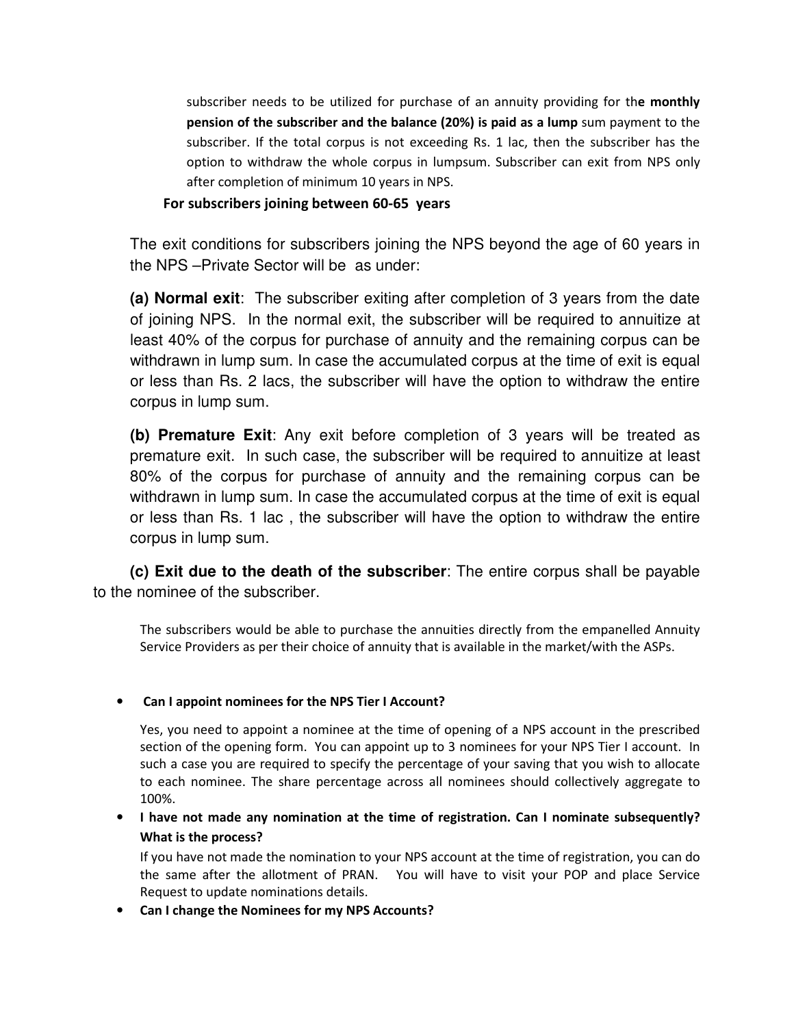subscriber needs to be utilized for purchase of an annuity providing for th**e monthly pension of the subscriber and the balance (20%) is paid as a lump** sum payment to the subscriber. If the total corpus is not exceeding Rs. 1 lac, then the subscriber has the option to withdraw the whole corpus in lumpsum. Subscriber can exit from NPS only after completion of minimum 10 years in NPS.

**For subscribers joining between 60-65 years**

The exit conditions for subscribers joining the NPS beyond the age of 60 years in the NPS –Private Sector will be as under:

**(a) Normal exit**: The subscriber exiting after completion of 3 years from the date of joining NPS. In the normal exit, the subscriber will be required to annuitize at least 40% of the corpus for purchase of annuity and the remaining corpus can be withdrawn in lump sum. In case the accumulated corpus at the time of exit is equal or less than Rs. 2 lacs, the subscriber will have the option to withdraw the entire corpus in lump sum.

**(b) Premature Exit**: Any exit before completion of 3 years will be treated as premature exit. In such case, the subscriber will be required to annuitize at least 80% of the corpus for purchase of annuity and the remaining corpus can be withdrawn in lump sum. In case the accumulated corpus at the time of exit is equal or less than Rs. 1 lac , the subscriber will have the option to withdraw the entire corpus in lump sum.

**(c) Exit due to the death of the subscriber**: The entire corpus shall be payable to the nominee of the subscriber.

The subscribers would be able to purchase the annuities directly from the empanelled Annuity Service Providers as per their choice of annuity that is available in the market/with the ASPs.

- **Can I appoint nominees for the NPS Tier I Account?**

  Yes, you need to appoint a nominee at the time of opening of a NPS account in the prescribed section of the opening form. You can appoint up to 3 nominees for your NPS Tier I account. In such a case you are required to specify the percentage of your saving that you wish to allocate to each nominee. The share percentage across all nominees should collectively aggregate to 100%.

- **I have not made any nomination at the time of registration. Can I nominate subsequently? What is the process?**

  If you have not made the nomination to your NPS account at the time of registration, you can do the same after the allotment of PRAN. You will have to visit your POP and place Service Request to update nominations details.

- **Can I change the Nominees for my NPS Accounts?**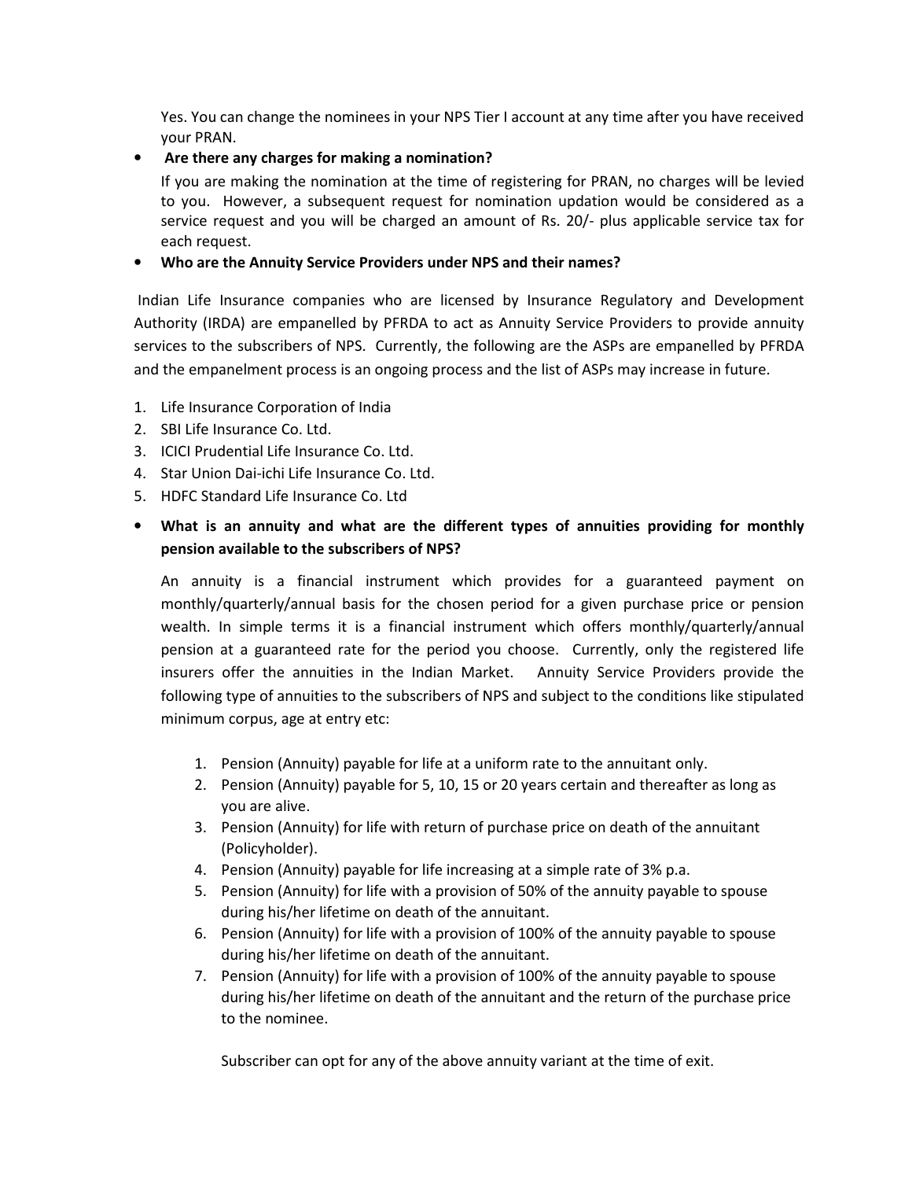Yes. You can change the nominees in your NPS Tier I account at any time after you have received your PRAN.

- **Are there any charges for making a nomination?**

  If you are making the nomination at the time of registering for PRAN, no charges will be levied to you. However, a subsequent request for nomination updation would be considered as a service request and you will be charged an amount of Rs. 20/- plus applicable service tax for each request.

- **Who are the Annuity Service Providers under NPS and their names?**

Indian Life Insurance companies who are licensed by Insurance Regulatory and Development Authority (IRDA) are empanelled by PFRDA to act as Annuity Service Providers to provide annuity services to the subscribers of NPS. Currently, the following are the ASPs are empanelled by PFRDA and the empanelment process is an ongoing process and the list of ASPs may increase in future.

1. Life Insurance Corporation of India
2. SBI Life Insurance Co. Ltd.
3. ICICI Prudential Life Insurance Co. Ltd.
4. Star Union Dai-ichi Life Insurance Co. Ltd.
5. HDFC Standard Life Insurance Co. Ltd

- **What is an annuity and what are the different types of annuities providing for monthly pension available to the subscribers of NPS?**

  An annuity is a financial instrument which provides for a guaranteed payment on monthly/quarterly/annual basis for the chosen period for a given purchase price or pension wealth. In simple terms it is a financial instrument which offers monthly/quarterly/annual pension at a guaranteed rate for the period you choose. Currently, only the registered life insurers offer the annuities in the Indian Market. Annuity Service Providers provide the following type of annuities to the subscribers of NPS and subject to the conditions like stipulated minimum corpus, age at entry etc:

  1. Pension (Annuity) payable for life at a uniform rate to the annuitant only.
  2. Pension (Annuity) payable for 5, 10, 15 or 20 years certain and thereafter as long as you are alive.
  3. Pension (Annuity) for life with return of purchase price on death of the annuitant (Policyholder).
  4. Pension (Annuity) payable for life increasing at a simple rate of 3% p.a.
  5. Pension (Annuity) for life with a provision of 50% of the annuity payable to spouse during his/her lifetime on death of the annuitant.
  6. Pension (Annuity) for life with a provision of 100% of the annuity payable to spouse during his/her lifetime on death of the annuitant.
  7. Pension (Annuity) for life with a provision of 100% of the annuity payable to spouse during his/her lifetime on death of the annuitant and the return of the purchase price to the nominee.

  Subscriber can opt for any of the above annuity variant at the time of exit.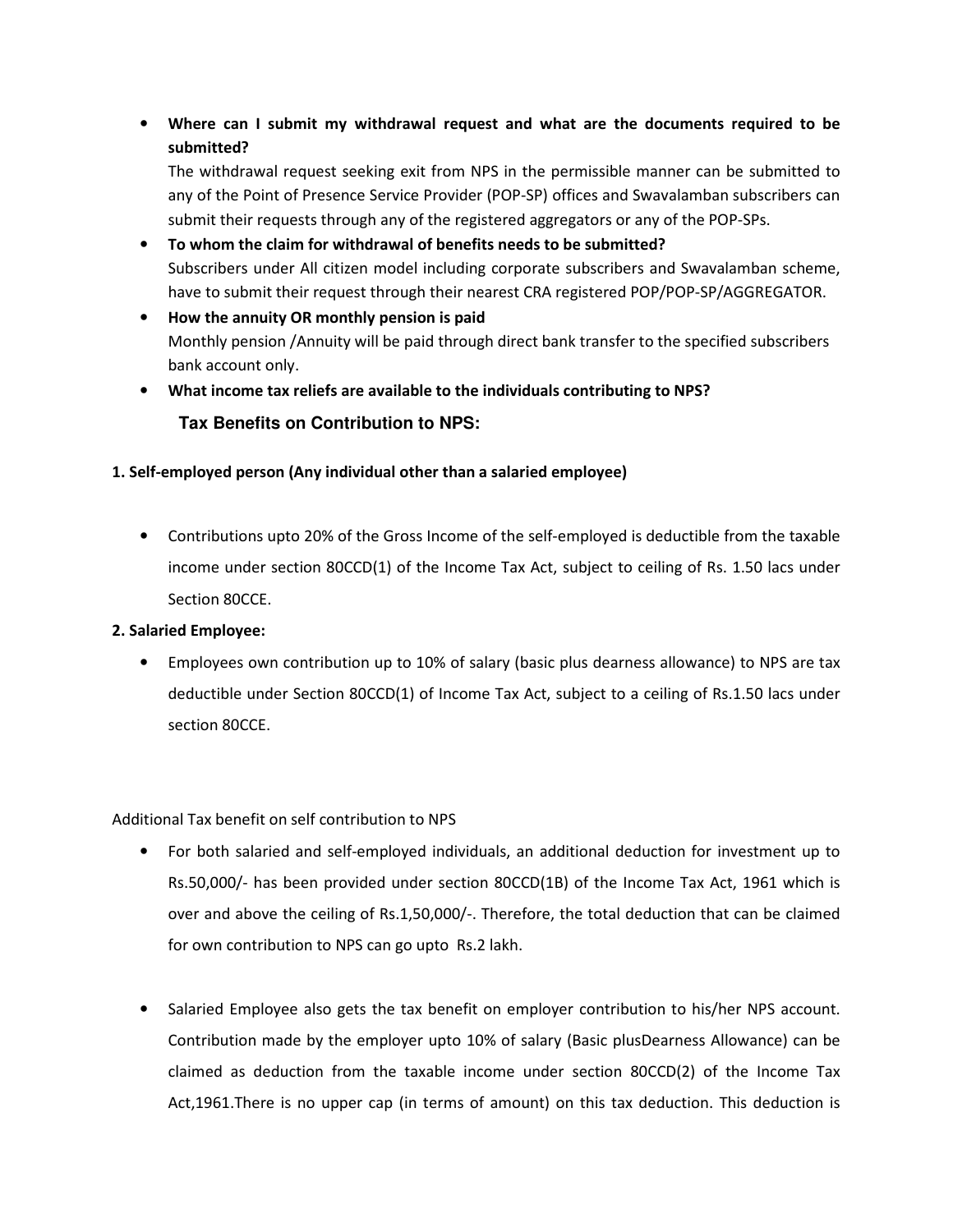- **Where can I submit my withdrawal request and what are the documents required to be submitted?**
  The withdrawal request seeking exit from NPS in the permissible manner can be submitted to any of the Point of Presence Service Provider (POP-SP) offices and Swavalamban subscribers can submit their requests through any of the registered aggregators or any of the POP-SPs.
- **To whom the claim for withdrawal of benefits needs to be submitted?**
  Subscribers under All citizen model including corporate subscribers and Swavalamban scheme, have to submit their request through their nearest CRA registered POP/POP-SP/AGGREGATOR.
- **How the annuity OR monthly pension is paid**
  Monthly pension /Annuity will be paid through direct bank transfer to the specified subscribers bank account only.
- **What income tax reliefs are available to the individuals contributing to NPS?**

**Tax Benefits on Contribution to NPS:**

**1. Self-employed person (Any individual other than a salaried employee)**

- Contributions upto 20% of the Gross Income of the self-employed is deductible from the taxable income under section 80CCD(1) of the Income Tax Act, subject to ceiling of Rs. 1.50 lacs under Section 80CCE.

**2. Salaried Employee:**

- Employees own contribution up to 10% of salary (basic plus dearness allowance) to NPS are tax deductible under Section 80CCD(1) of Income Tax Act, subject to a ceiling of Rs.1.50 lacs under section 80CCE.

Additional Tax benefit on self contribution to NPS

- For both salaried and self-employed individuals, an additional deduction for investment up to Rs.50,000/- has been provided under section 80CCD(1B) of the Income Tax Act, 1961 which is over and above the ceiling of Rs.1,50,000/-. Therefore, the total deduction that can be claimed for own contribution to NPS can go upto Rs.2 lakh.

- Salaried Employee also gets the tax benefit on employer contribution to his/her NPS account. Contribution made by the employer upto 10% of salary (Basic plusDearness Allowance) can be claimed as deduction from the taxable income under section 80CCD(2) of the Income Tax Act,1961.There is no upper cap (in terms of amount) on this tax deduction. This deduction is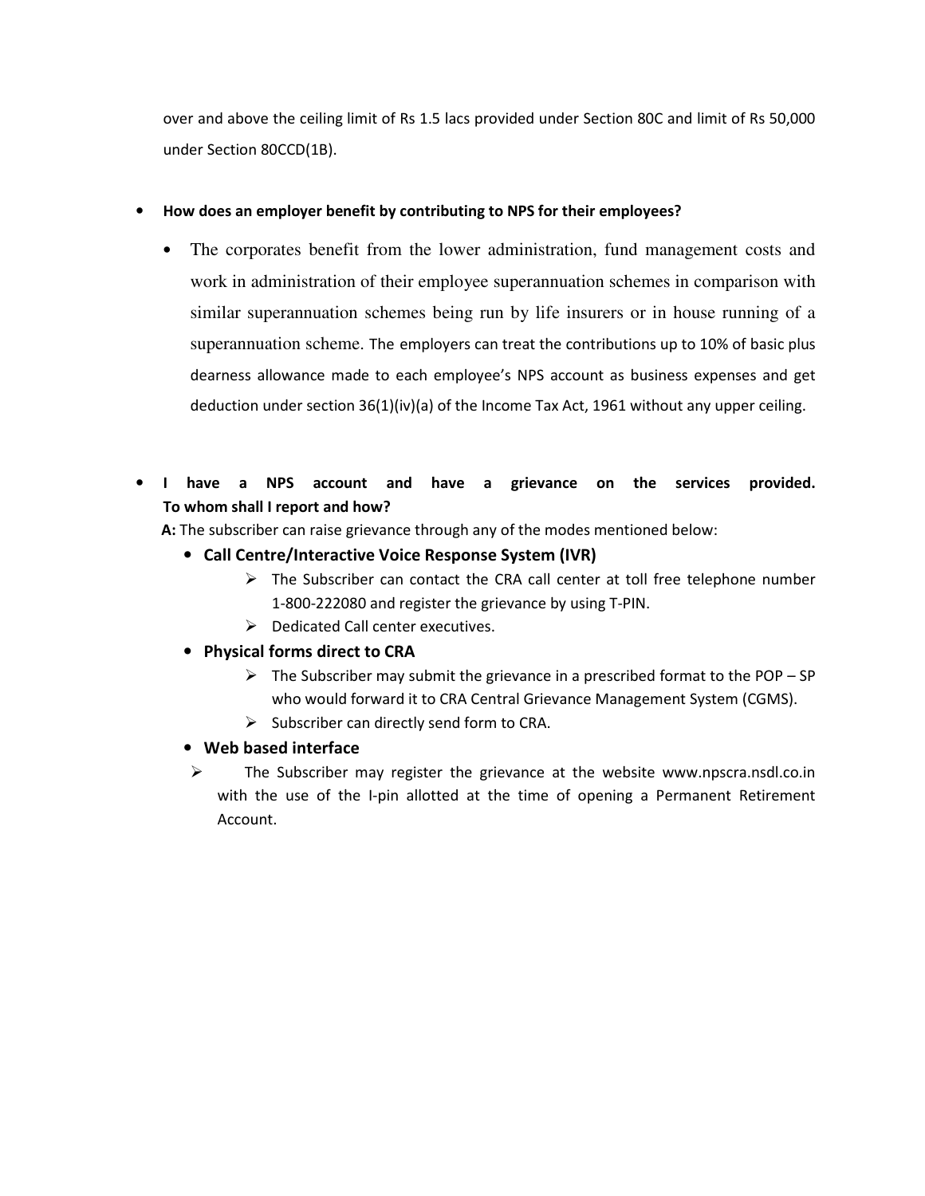over and above the ceiling limit of Rs 1.5 lacs provided under Section 80C and limit of Rs 50,000 under Section 80CCD(1B).

- **How does an employer benefit by contributing to NPS for their employees?**
  - The corporates benefit from the lower administration, fund management costs and work in administration of their employee superannuation schemes in comparison with similar superannuation schemes being run by life insurers or in house running of a superannuation scheme. The employers can treat the contributions up to 10% of basic plus dearness allowance made to each employee's NPS account as business expenses and get deduction under section 36(1)(iv)(a) of the Income Tax Act, 1961 without any upper ceiling.

- **I have a NPS account and have a grievance on the services provided. To whom shall I report and how?**

  **A:** The subscriber can raise grievance through any of the modes mentioned below:

  - **Call Centre/Interactive Voice Response System (IVR)**
    - The Subscriber can contact the CRA call center at toll free telephone number 1-800-222080 and register the grievance by using T-PIN.
    - Dedicated Call center executives.
  - **Physical forms direct to CRA**
    - The Subscriber may submit the grievance in a prescribed format to the POP – SP who would forward it to CRA Central Grievance Management System (CGMS).
    - Subscriber can directly send form to CRA.
  - **Web based interface**
    - The Subscriber may register the grievance at the website www.npscra.nsdl.co.in with the use of the I-pin allotted at the time of opening a Permanent Retirement Account.